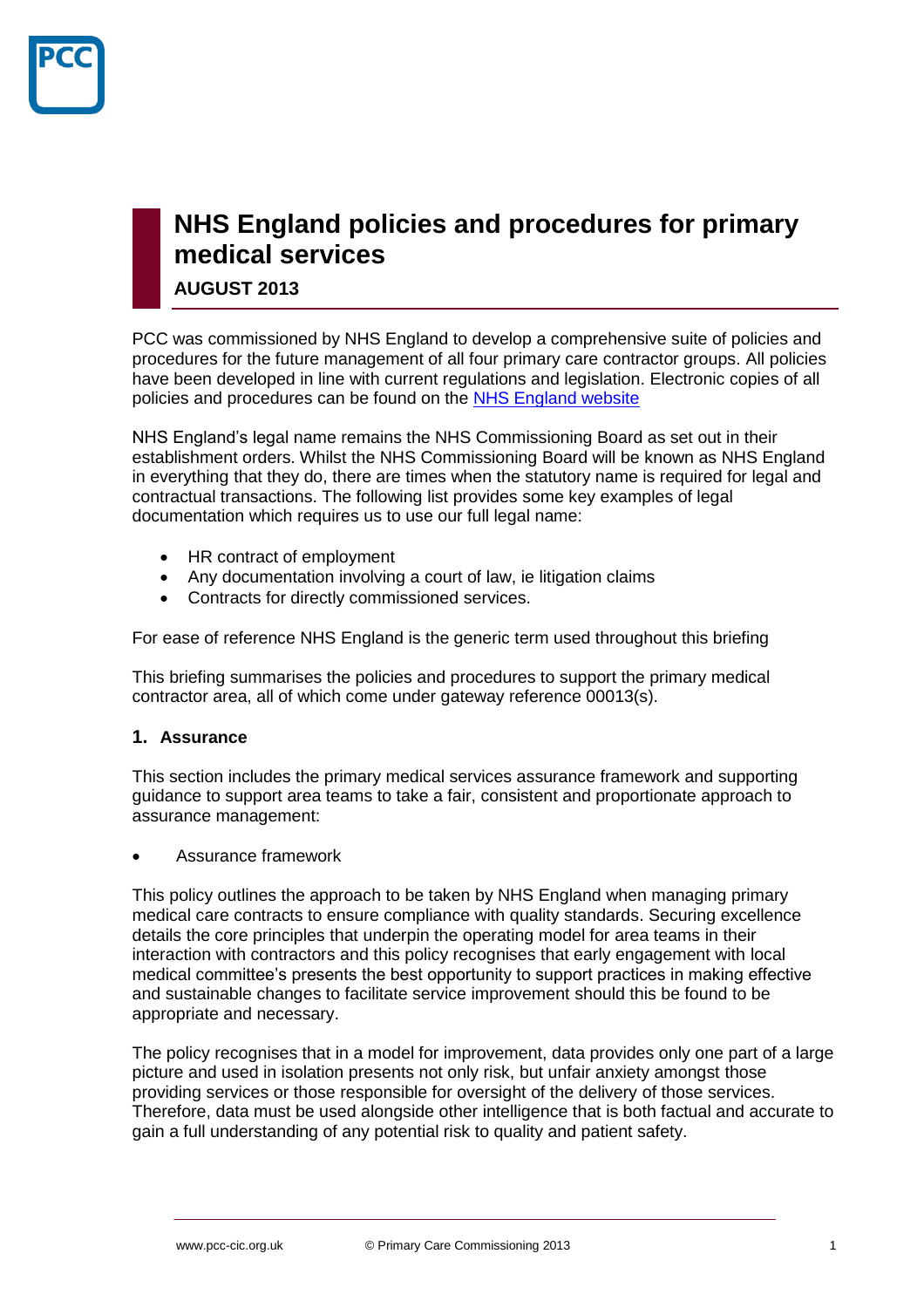# NHS England policies and procedures for primary medical services

**AUGUST 2013**

PCC was commissioned by NHS England to develop a comprehensive suite of policies and procedures for the future management of all four primary care contractor groups. All policies have been developed in line with current regulations and legislation. Electronic copies of all policies and procedures can be found on the [NHS England website]

NHS England's legal name remains the NHS Commissioning Board as set out in their establishment orders. Whilst the NHS Commissioning Board will be known as NHS England in everything that they do, there are times when the statutory name is required for legal and contractual transactions. The following list provides some key examples of legal documentation which requires us to use our full legal name:

- HR contract of employment
- Any documentation involving a court of law, ie litigation claims
- Contracts for directly commissioned services.

For ease of reference NHS England is the generic term used throughout this briefing

This briefing summarises the policies and procedures to support the primary medical contractor area, all of which come under gateway reference 00013(s).

### 1. Assurance

This section includes the primary medical services assurance framework and supporting guidance to support area teams to take a fair, consistent and proportionate approach to assurance management:

- Assurance framework

This policy outlines the approach to be taken by NHS England when managing primary medical care contracts to ensure compliance with quality standards. Securing excellence details the core principles that underpin the operating model for area teams in their interaction with contractors and this policy recognises that early engagement with local medical committee's presents the best opportunity to support practices in making effective and sustainable changes to facilitate service improvement should this be found to be appropriate and necessary.

The policy recognises that in a model for improvement, data provides only one part of a large picture and used in isolation presents not only risk, but unfair anxiety amongst those providing services or those responsible for oversight of the delivery of those services. Therefore, data must be used alongside other intelligence that is both factual and accurate to gain a full understanding of any potential risk to quality and patient safety.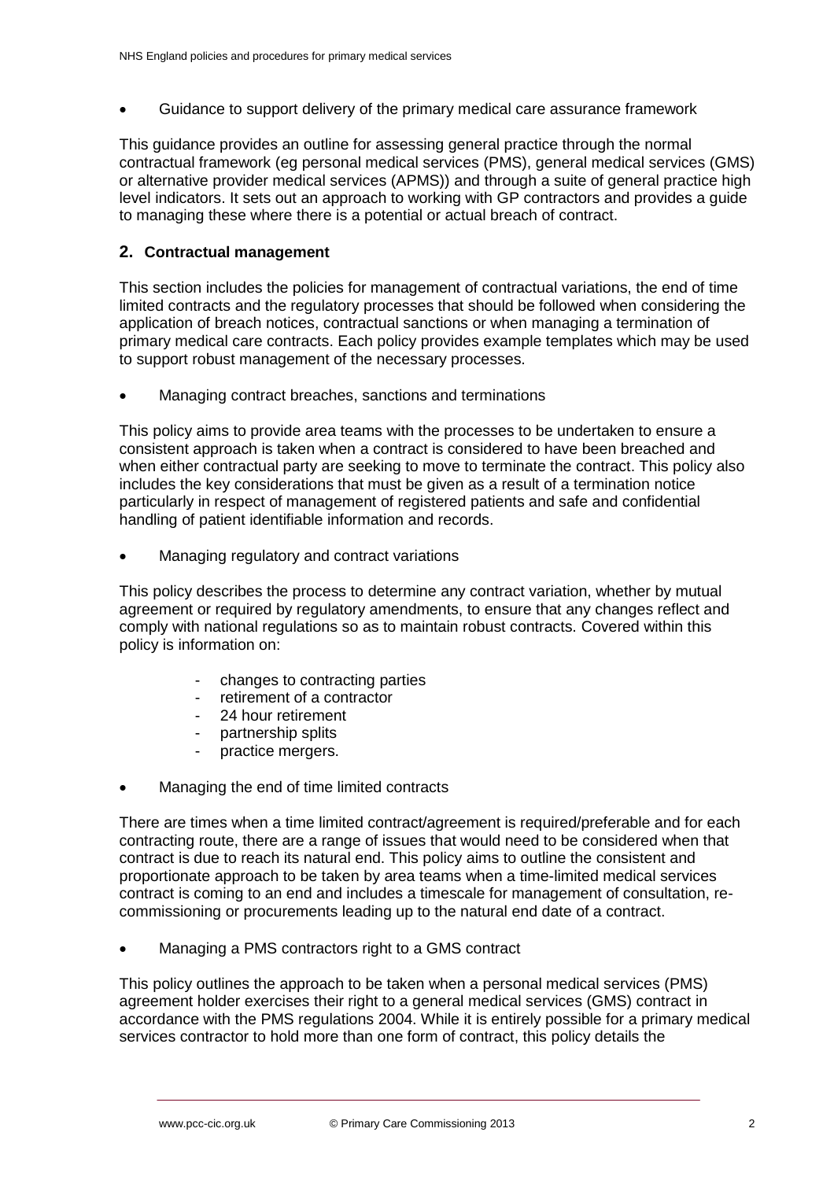- Guidance to support delivery of the primary medical care assurance framework

This guidance provides an outline for assessing general practice through the normal contractual framework (eg personal medical services (PMS), general medical services (GMS) or alternative provider medical services (APMS)) and through a suite of general practice high level indicators. It sets out an approach to working with GP contractors and provides a guide to managing these where there is a potential or actual breach of contract.

## 2. Contractual management

This section includes the policies for management of contractual variations, the end of time limited contracts and the regulatory processes that should be followed when considering the application of breach notices, contractual sanctions or when managing a termination of primary medical care contracts. Each policy provides example templates which may be used to support robust management of the necessary processes.

- Managing contract breaches, sanctions and terminations

This policy aims to provide area teams with the processes to be undertaken to ensure a consistent approach is taken when a contract is considered to have been breached and when either contractual party are seeking to move to terminate the contract. This policy also includes the key considerations that must be given as a result of a termination notice particularly in respect of management of registered patients and safe and confidential handling of patient identifiable information and records.

- Managing regulatory and contract variations

This policy describes the process to determine any contract variation, whether by mutual agreement or required by regulatory amendments, to ensure that any changes reflect and comply with national regulations so as to maintain robust contracts. Covered within this policy is information on:

  - changes to contracting parties
  - retirement of a contractor
  - 24 hour retirement
  - partnership splits
  - practice mergers.

- Managing the end of time limited contracts

There are times when a time limited contract/agreement is required/preferable and for each contracting route, there are a range of issues that would need to be considered when that contract is due to reach its natural end. This policy aims to outline the consistent and proportionate approach to be taken by area teams when a time-limited medical services contract is coming to an end and includes a timescale for management of consultation, re-commissioning or procurements leading up to the natural end date of a contract.

- Managing a PMS contractors right to a GMS contract

This policy outlines the approach to be taken when a personal medical services (PMS) agreement holder exercises their right to a general medical services (GMS) contract in accordance with the PMS regulations 2004. While it is entirely possible for a primary medical services contractor to hold more than one form of contract, this policy details the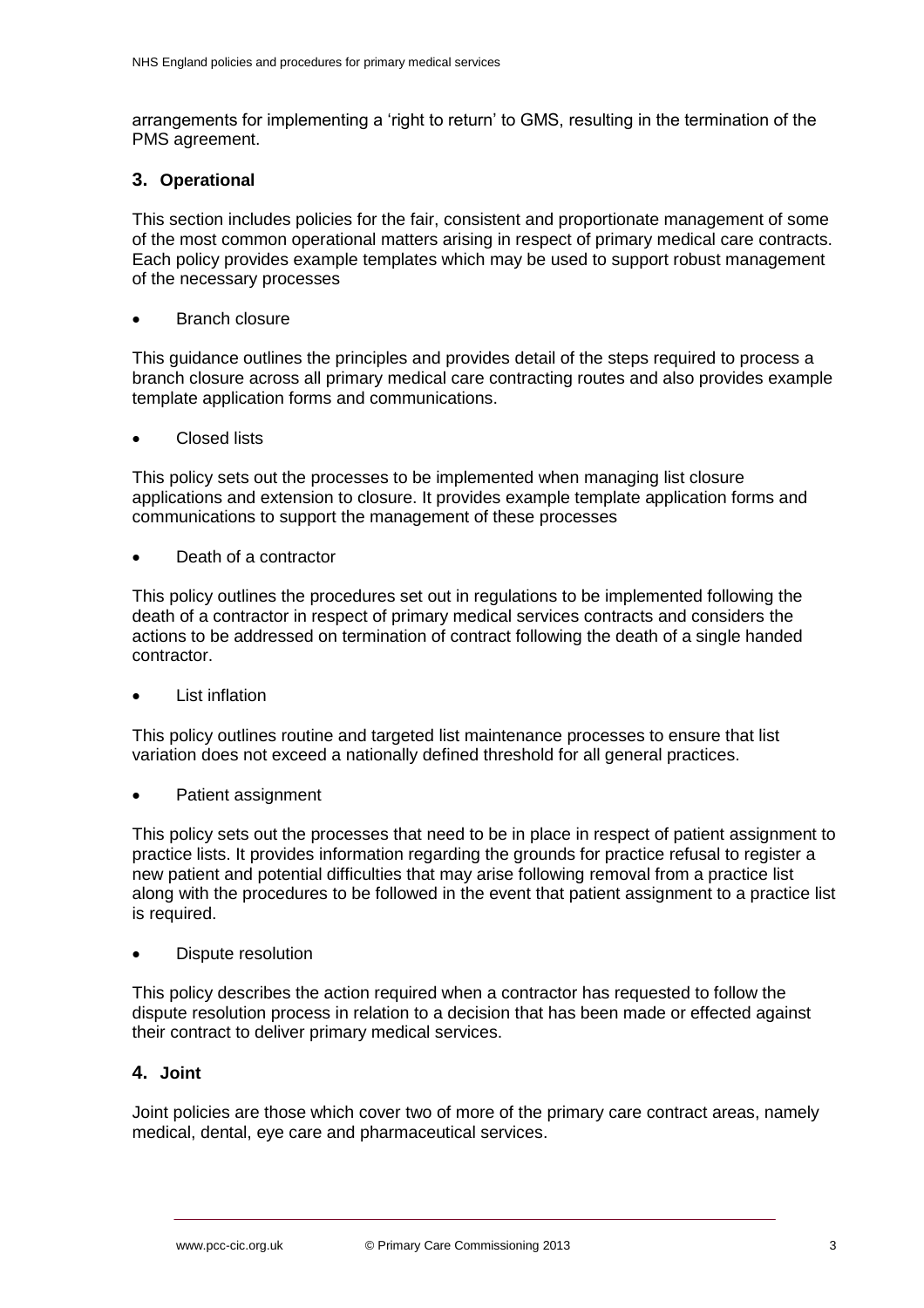arrangements for implementing a 'right to return' to GMS, resulting in the termination of the PMS agreement.

## 3. Operational

This section includes policies for the fair, consistent and proportionate management of some of the most common operational matters arising in respect of primary medical care contracts. Each policy provides example templates which may be used to support robust management of the necessary processes

- Branch closure

This guidance outlines the principles and provides detail of the steps required to process a branch closure across all primary medical care contracting routes and also provides example template application forms and communications.

- Closed lists

This policy sets out the processes to be implemented when managing list closure applications and extension to closure. It provides example template application forms and communications to support the management of these processes

- Death of a contractor

This policy outlines the procedures set out in regulations to be implemented following the death of a contractor in respect of primary medical services contracts and considers the actions to be addressed on termination of contract following the death of a single handed contractor.

- List inflation

This policy outlines routine and targeted list maintenance processes to ensure that list variation does not exceed a nationally defined threshold for all general practices.

- Patient assignment

This policy sets out the processes that need to be in place in respect of patient assignment to practice lists. It provides information regarding the grounds for practice refusal to register a new patient and potential difficulties that may arise following removal from a practice list along with the procedures to be followed in the event that patient assignment to a practice list is required.

- Dispute resolution

This policy describes the action required when a contractor has requested to follow the dispute resolution process in relation to a decision that has been made or effected against their contract to deliver primary medical services.

## 4. Joint

Joint policies are those which cover two of more of the primary care contract areas, namely medical, dental, eye care and pharmaceutical services.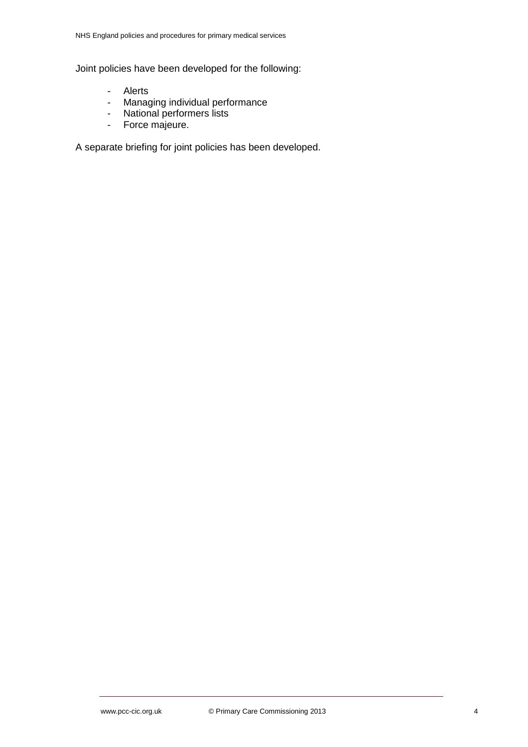Joint policies have been developed for the following:

- Alerts
- Managing individual performance
- National performers lists
- Force majeure.

A separate briefing for joint policies has been developed.